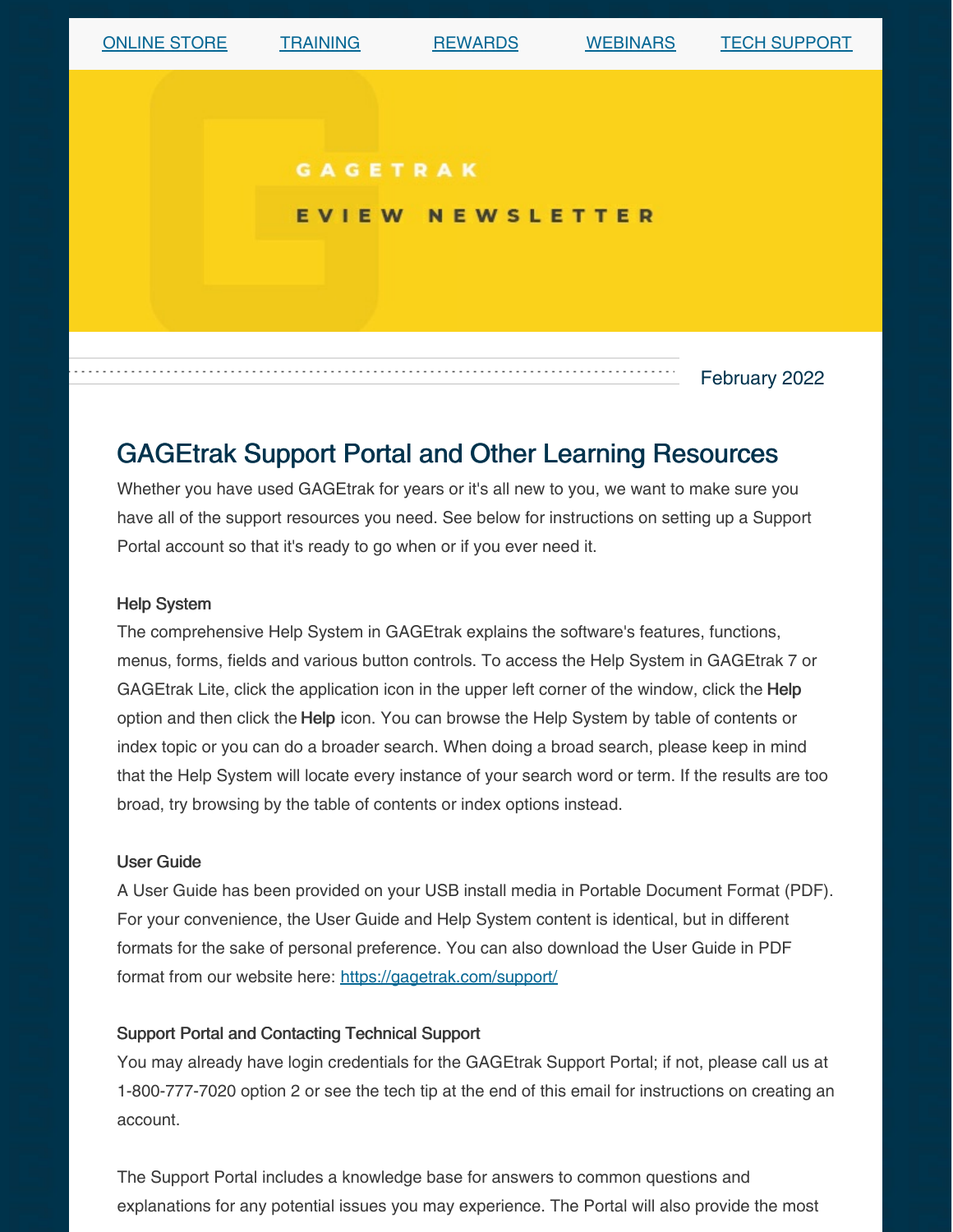[ONLINE STORE](#) [TRAINING](#) [REWARDS](#) [WEBINARS](#) [TECH SUPPORT](#)

GAGETRAK

EVIEW NEWSLETTER

February 2022

## GAGEtrak Support Portal and Other Learning Resources

Whether you have used GAGEtrak for years or it's all new to you, we want to make sure you have all of the support resources you need. See below for instructions on setting up a Support Portal account so that it's ready to go when or if you ever need it.

### Help System

The comprehensive Help System in GAGEtrak explains the software's features, functions, menus, forms, fields and various button controls. To access the Help System in GAGEtrak 7 or GAGEtrak Lite, click the application icon in the upper left corner of the window, click the **Help** option and then click the **Help** icon. You can browse the Help System by table of contents or index topic or you can do a broader search. When doing a broad search, please keep in mind that the Help System will locate every instance of your search word or term. If the results are too broad, try browsing by the table of contents or index options instead.

### User Guide

A User Guide has been provided on your USB install media in Portable Document Format (PDF). For your convenience, the User Guide and Help System content is identical, but in different formats for the sake of personal preference. You can also download the User Guide in PDF format from our website here: https://gagetrak.com/support/

### Support Portal and Contacting Technical Support

You may already have login credentials for the GAGEtrak Support Portal; if not, please call us at 1-800-777-7020 option 2 or see the tech tip at the end of this email for instructions on creating an account.

The Support Portal includes a knowledge base for answers to common questions and explanations for any potential issues you may experience. The Portal will also provide the most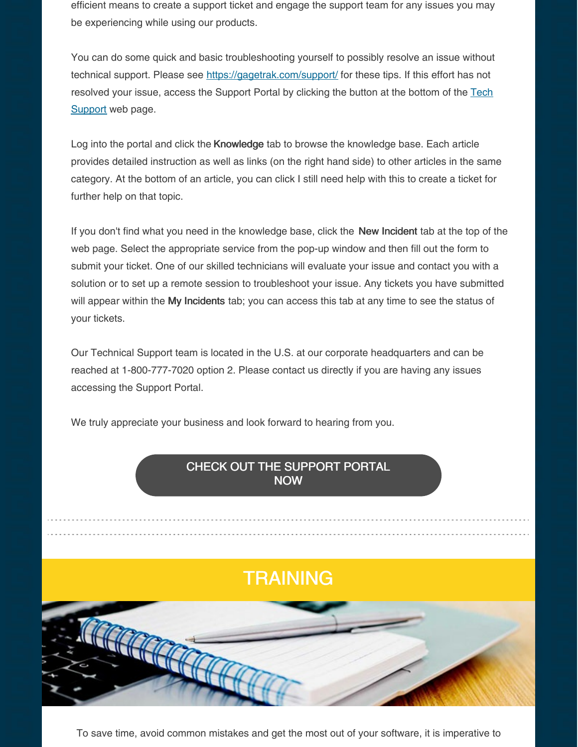efficient means to create a support ticket and engage the support team for any issues you may be experiencing while using our products.

You can do some quick and basic troubleshooting yourself to possibly resolve an issue without technical support. Please see https://gagetrak.com/support/ for these tips. If this effort has not resolved your issue, access the Support Portal by clicking the button at the bottom of the Tech Support web page.

Log into the portal and click the **Knowledge** tab to browse the knowledge base. Each article provides detailed instruction as well as links (on the right hand side) to other articles in the same category. At the bottom of an article, you can click I still need help with this to create a ticket for further help on that topic.

If you don't find what you need in the knowledge base, click the **New Incident** tab at the top of the web page. Select the appropriate service from the pop-up window and then fill out the form to submit your ticket. One of our skilled technicians will evaluate your issue and contact you with a solution or to set up a remote session to troubleshoot your issue. Any tickets you have submitted will appear within the **My Incidents** tab; you can access this tab at any time to see the status of your tickets.

Our Technical Support team is located in the U.S. at our corporate headquarters and can be reached at 1-800-777-7020 option 2. Please contact us directly if you are having any issues accessing the Support Portal.

We truly appreciate your business and look forward to hearing from you.

CHECK OUT THE SUPPORT PORTAL NOW

## TRAINING

To save time, avoid common mistakes and get the most out of your software, it is imperative to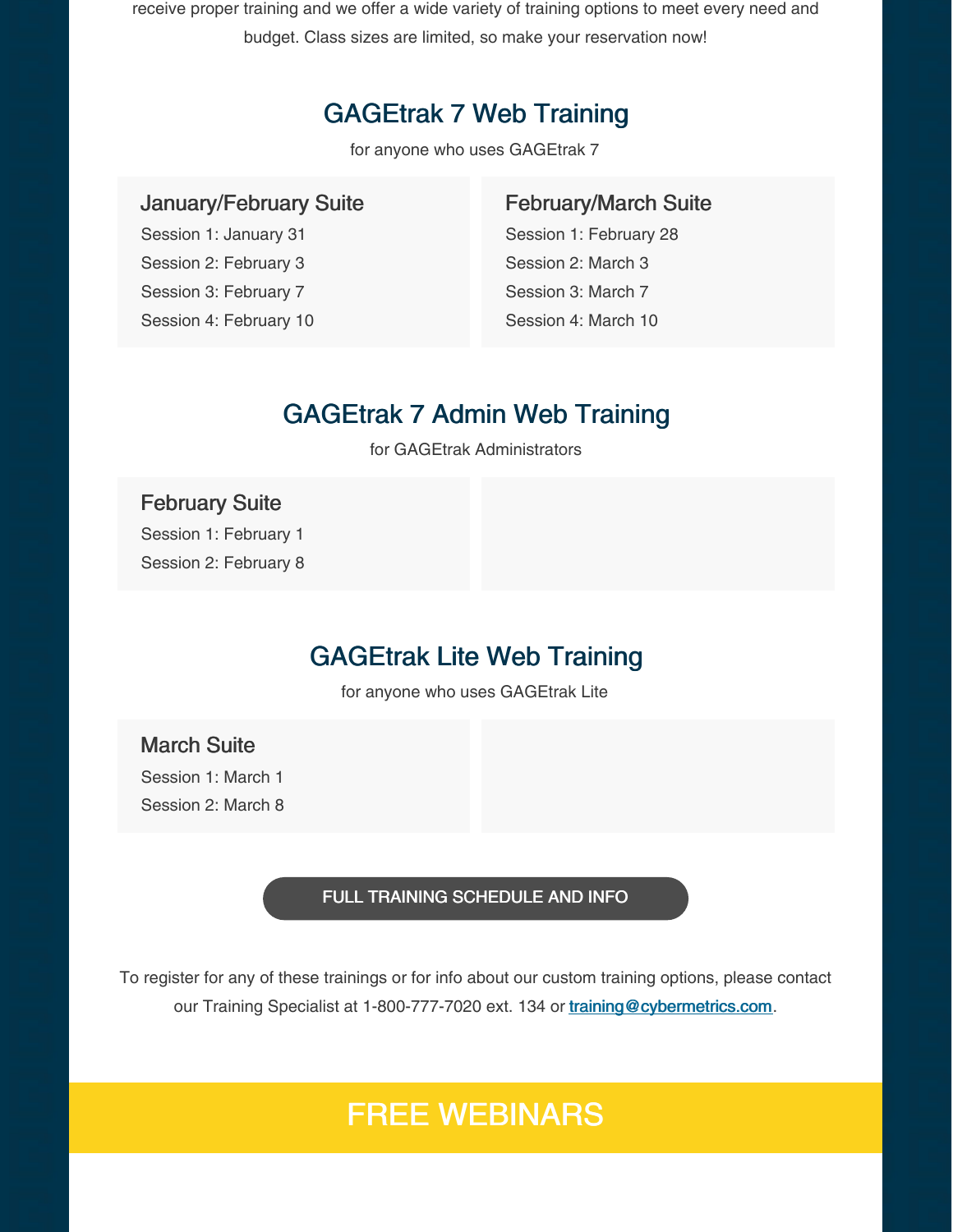receive proper training and we offer a wide variety of training options to meet every need and budget. Class sizes are limited, so make your reservation now!

## GAGEtrak 7 Web Training

for anyone who uses GAGEtrak 7

### January/February Suite

Session 1: January 31

Session 2: February 3

Session 3: February 7

Session 4: February 10

### February/March Suite

Session 1: February 28

Session 2: March 3

Session 3: March 7

Session 4: March 10

## GAGEtrak 7 Admin Web Training

for GAGEtrak Administrators

### February Suite

Session 1: February 1

Session 2: February 8

## GAGEtrak Lite Web Training

for anyone who uses GAGEtrak Lite

### March Suite

Session 1: March 1

Session 2: March 8

FULL TRAINING SCHEDULE AND INFO

To register for any of these trainings or for info about our custom training options, please contact our Training Specialist at 1-800-777-7020 ext. 134 or training@cybermetrics.com.

# FREE WEBINARS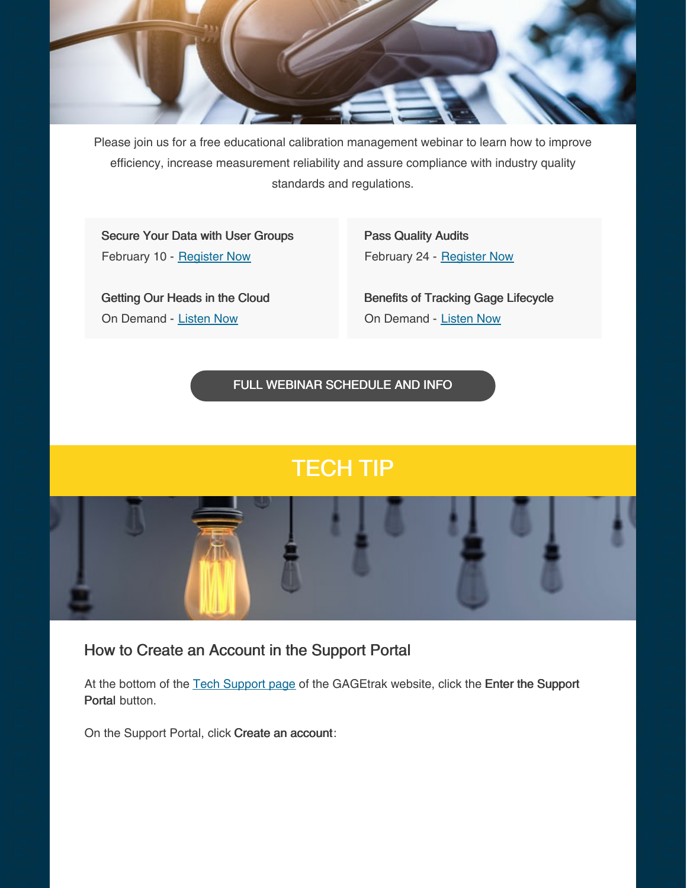Please join us for a free educational calibration management webinar to learn how to improve efficiency, increase measurement reliability and assure compliance with industry quality standards and regulations.

**Secure Your Data with User Groups**
February 10 - Register Now

**Getting Our Heads in the Cloud**
On Demand - Listen Now

**Pass Quality Audits**
February 24 - Register Now

**Benefits of Tracking Gage Lifecycle**
On Demand - Listen Now

FULL WEBINAR SCHEDULE AND INFO

# TECH TIP

## How to Create an Account in the Support Portal

At the bottom of the Tech Support page of the GAGEtrak website, click the **Enter the Support Portal** button.

On the Support Portal, click **Create an account**: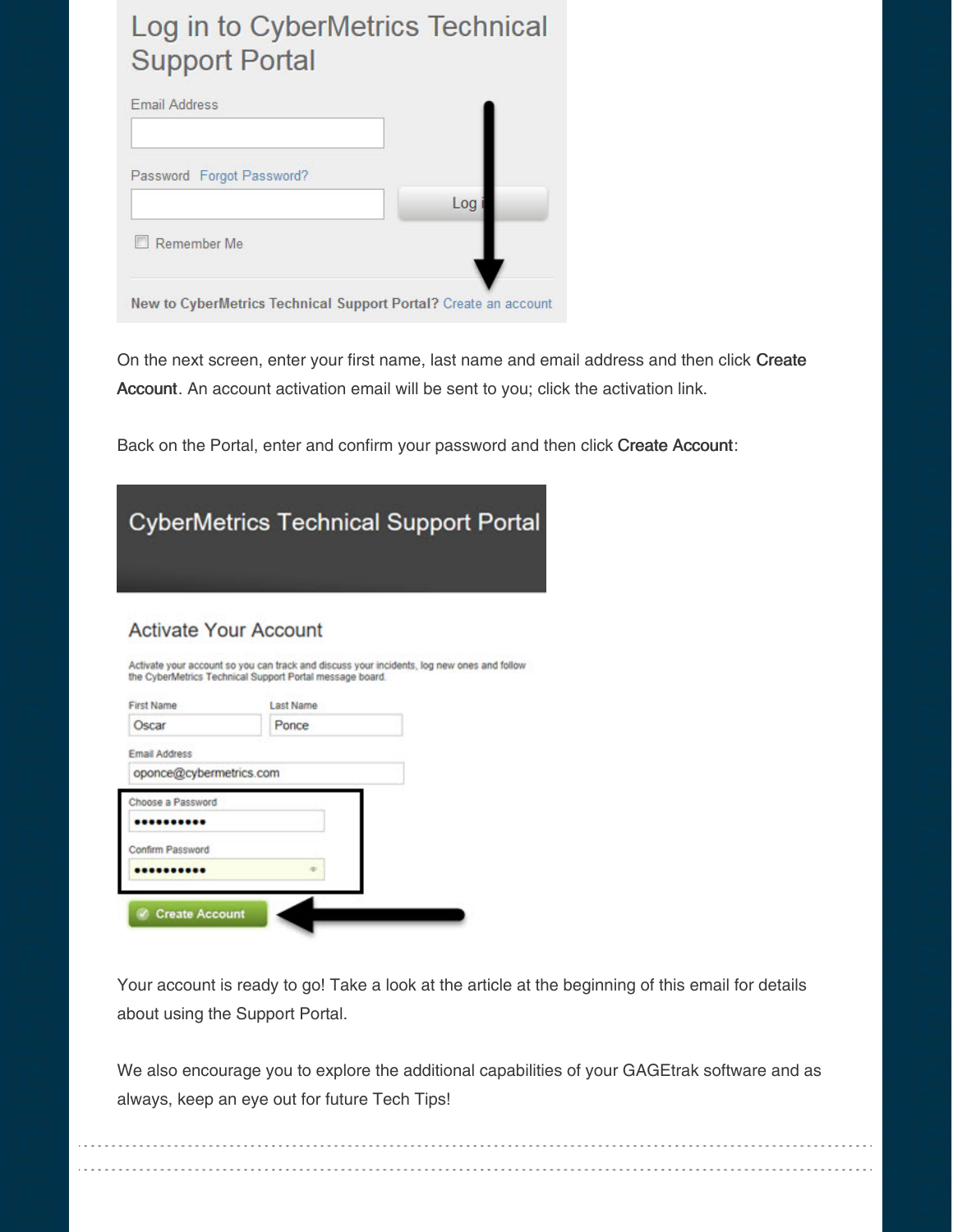Log in to CyberMetrics Technical Support Portal

Email Address

Password Forgot Password?

Log in

Remember Me

New to CyberMetrics Technical Support Portal? Create an account

On the next screen, enter your first name, last name and email address and then click **Create Account**. An account activation email will be sent to you; click the activation link.

Back on the Portal, enter and confirm your password and then click **Create Account**:

CyberMetrics Technical Support Portal

Activate Your Account

Activate your account so you can track and discuss your incidents, log new ones and follow the CyberMetrics Technical Support Portal message board.

First Name: Oscar
Last Name: Ponce

Email Address: oponce@cybermetrics.com

Choose a Password: ••••••••••

Confirm Password: ••••••••••

Create Account

Your account is ready to go! Take a look at the article at the beginning of this email for details about using the Support Portal.

We also encourage you to explore the additional capabilities of your GAGEtrak software and as always, keep an eye out for future Tech Tips!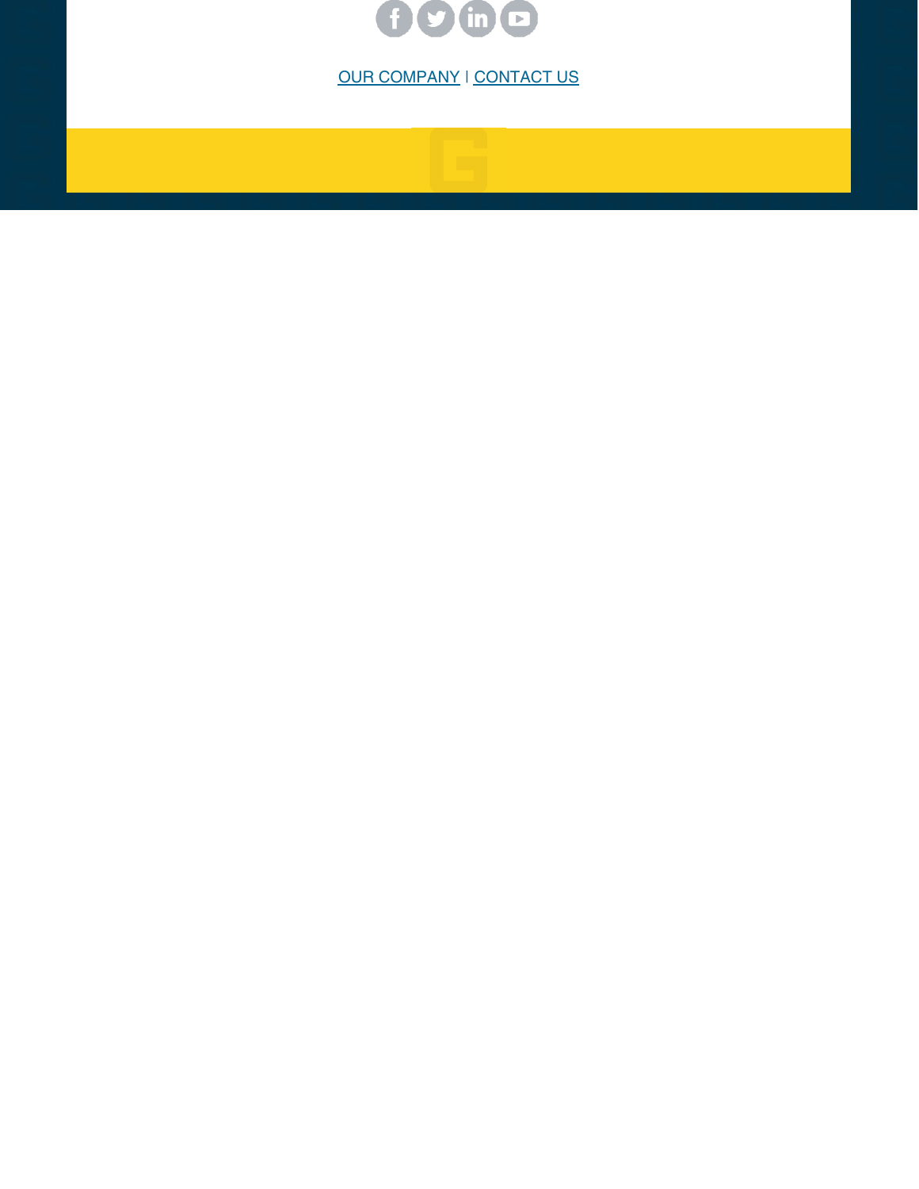OUR COMPANY | CONTACT US